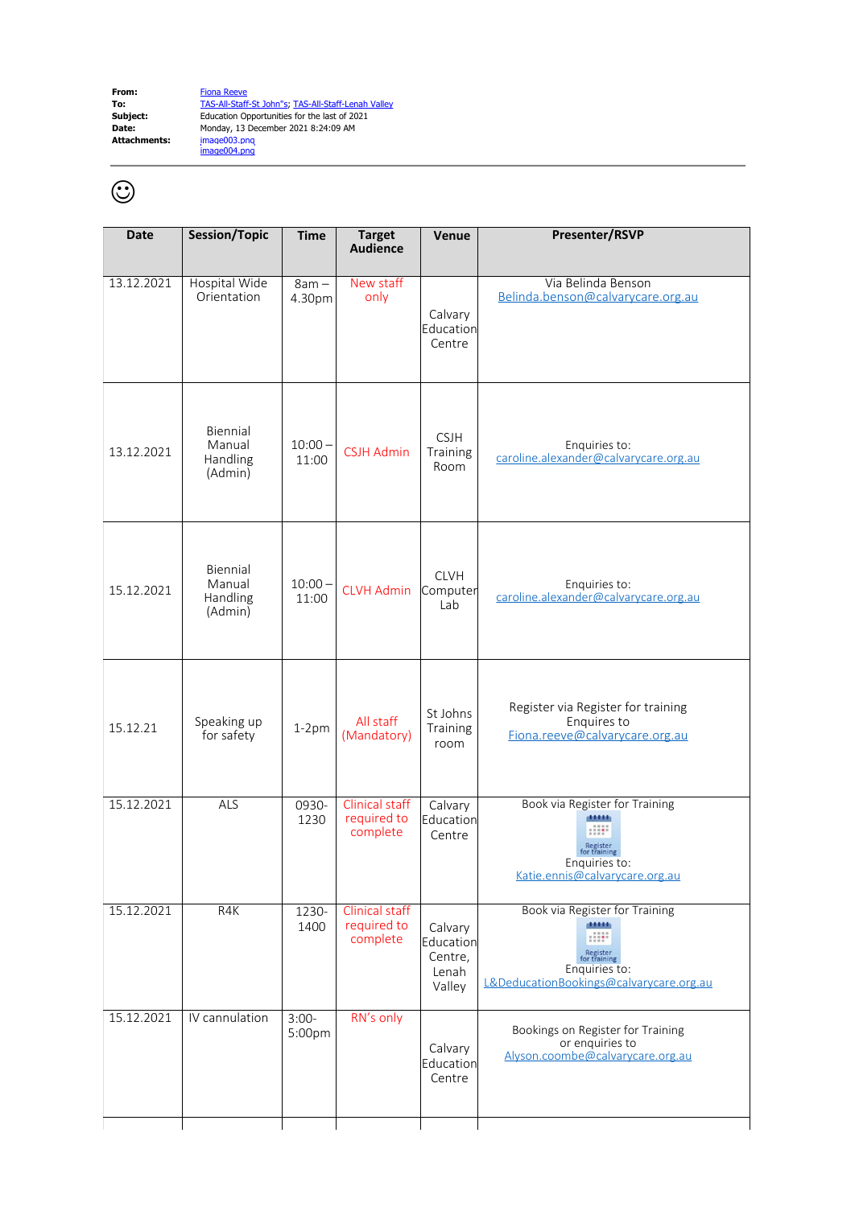**From:** Fiona Reeve
**To:** TAS-All-Staff-St John"s; TAS-All-Staff-Lenah Valley
**Subject:** Education Opportunities for the last of 2021
**Date:** Monday, 13 December 2021 8:24:09 AM
**Attachments:** image003.png
image004.png

☺

| Date | Session/Topic | Time | Target Audience | Venue | Presenter/RSVP |
|---|---|---|---|---|---|
| 13.12.2021 | Hospital Wide Orientation | 8am – 4.30pm | New staff only | Calvary Education Centre | Via Belinda Benson Belinda.benson@calvarycare.org.au |
| 13.12.2021 | Biennial Manual Handling (Admin) | 10:00 – 11:00 | CSJH Admin | CSJH Training Room | Enquiries to: caroline.alexander@calvarycare.org.au |
| 15.12.2021 | Biennial Manual Handling (Admin) | 10:00 – 11:00 | CLVH Admin | CLVH Computer Lab | Enquiries to: caroline.alexander@calvarycare.org.au |
| 15.12.21 | Speaking up for safety | 1-2pm | All staff (Mandatory) | St Johns Training room | Register via Register for training Enquires to Fiona.reeve@calvarycare.org.au |
| 15.12.2021 | ALS | 0930-1230 | Clinical staff required to complete | Calvary Education Centre | Book via Register for Training Register for training Enquiries to: Katie.ennis@calvarycare.org.au |
| 15.12.2021 | R4K | 1230-1400 | Clinical staff required to complete | Calvary Education Centre, Lenah Valley | Book via Register for Training Register for training Enquiries to: L&DeducationBookings@calvarycare.org.au |
| 15.12.2021 | IV cannulation | 3:00-5:00pm | RN's only | Calvary Education Centre | Bookings on Register for Training or enquiries to Alyson.coombe@calvarycare.org.au |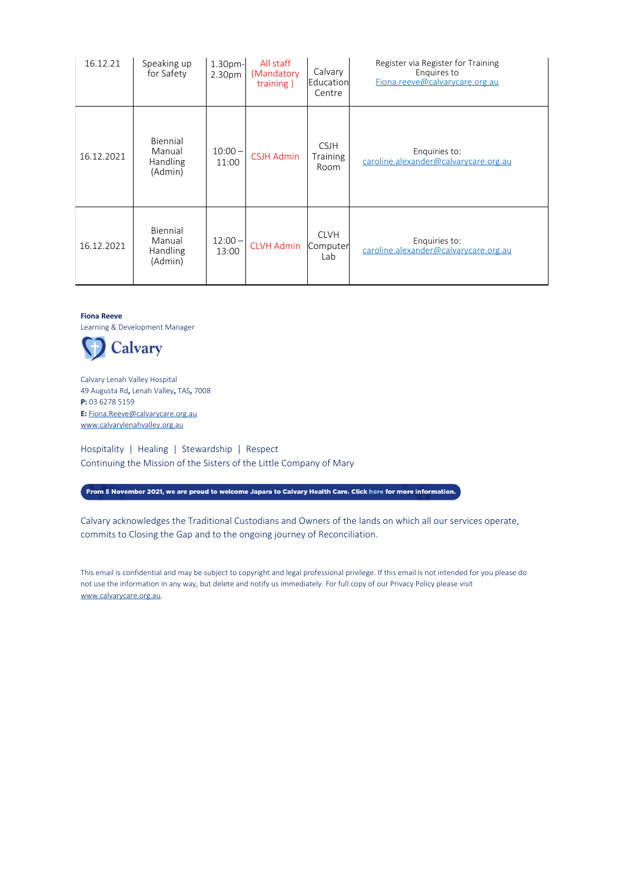| | | | | | |
|---|---|---|---|---|---|
| 16.12.21 | Speaking up for Safety | 1.30pm-2.30pm | All staff (Mandatory training ) | Calvary Education Centre | Register via Register for Training Enquires to Fiona.reeve@calvarycare.org.au |
| 16.12.2021 | Biennial Manual Handling (Admin) | 10:00 – 11:00 | CSJH Admin | CSJH Training Room | Enquiries to: caroline.alexander@calvarycare.org.au |
| 16.12.2021 | Biennial Manual Handling (Admin) | 12:00 – 13:00 | CLVH Admin | CLVH Computer Lab | Enquiries to: caroline.alexander@calvarycare.org.au |

**Fiona Reeve**
Learning & Development Manager

Calvary

Calvary Lenah Valley Hospital
49 Augusta Rd, Lenah Valley, TAS, 7008
**P:** 03 6278 5159
**E:** Fiona.Reeve@calvarycare.org.au
www.calvarylenahvalley.org.au

Hospitality | Healing | Stewardship | Respect
Continuing the Mission of the Sisters of the Little Company of Mary

**From 5 November 2021, we are proud to welcome Japara to Calvary Health Care. Click here for more information.**

Calvary acknowledges the Traditional Custodians and Owners of the lands on which all our services operate, commits to Closing the Gap and to the ongoing journey of Reconciliation.

This email is confidential and may be subject to copyright and legal professional privilege. If this email is not intended for you please do not use the information in any way, but delete and notify us immediately. For full copy of our Privacy Policy please visit www.calvarycare.org.au.